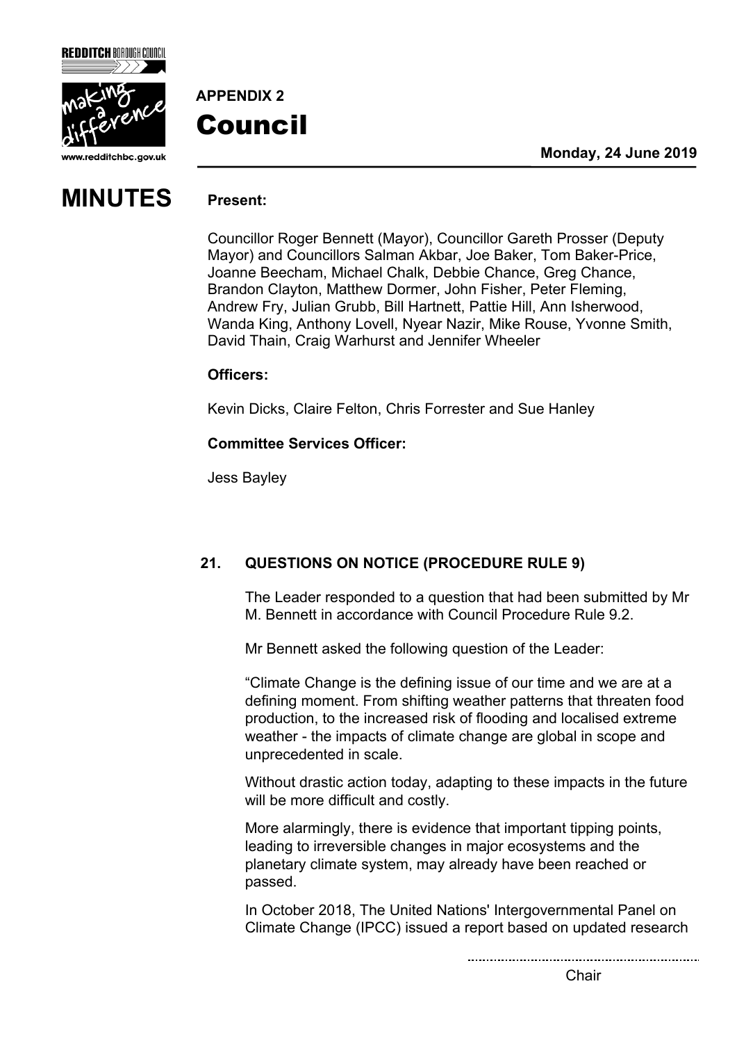APPENDIX 2

# Council

Monday, 24 June 2019

# MINUTES

**Present:**

Councillor Roger Bennett (Mayor), Councillor Gareth Prosser (Deputy Mayor) and Councillors Salman Akbar, Joe Baker, Tom Baker-Price, Joanne Beecham, Michael Chalk, Debbie Chance, Greg Chance, Brandon Clayton, Matthew Dormer, John Fisher, Peter Fleming, Andrew Fry, Julian Grubb, Bill Hartnett, Pattie Hill, Ann Isherwood, Wanda King, Anthony Lovell, Nyear Nazir, Mike Rouse, Yvonne Smith, David Thain, Craig Warhurst and Jennifer Wheeler

**Officers:**

Kevin Dicks, Claire Felton, Chris Forrester and Sue Hanley

**Committee Services Officer:**

Jess Bayley

## 21. QUESTIONS ON NOTICE (PROCEDURE RULE 9)

The Leader responded to a question that had been submitted by Mr M. Bennett in accordance with Council Procedure Rule 9.2.

Mr Bennett asked the following question of the Leader:

"Climate Change is the defining issue of our time and we are at a defining moment. From shifting weather patterns that threaten food production, to the increased risk of flooding and localised extreme weather - the impacts of climate change are global in scope and unprecedented in scale.

Without drastic action today, adapting to these impacts in the future will be more difficult and costly.

More alarmingly, there is evidence that important tipping points, leading to irreversible changes in major ecosystems and the planetary climate system, may already have been reached or passed.

In October 2018, The United Nations' Intergovernmental Panel on Climate Change (IPCC) issued a report based on updated research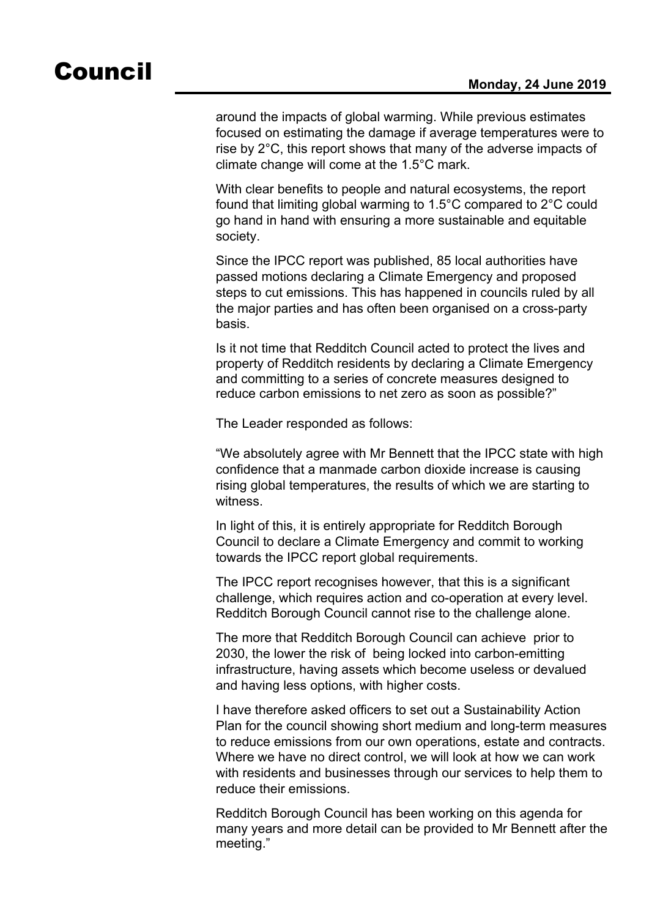around the impacts of global warming. While previous estimates focused on estimating the damage if average temperatures were to rise by 2°C, this report shows that many of the adverse impacts of climate change will come at the 1.5°C mark.

With clear benefits to people and natural ecosystems, the report found that limiting global warming to 1.5°C compared to 2°C could go hand in hand with ensuring a more sustainable and equitable society.

Since the IPCC report was published, 85 local authorities have passed motions declaring a Climate Emergency and proposed steps to cut emissions. This has happened in councils ruled by all the major parties and has often been organised on a cross-party basis.

Is it not time that Redditch Council acted to protect the lives and property of Redditch residents by declaring a Climate Emergency and committing to a series of concrete measures designed to reduce carbon emissions to net zero as soon as possible?"

The Leader responded as follows:

"We absolutely agree with Mr Bennett that the IPCC state with high confidence that a manmade carbon dioxide increase is causing rising global temperatures, the results of which we are starting to witness.

In light of this, it is entirely appropriate for Redditch Borough Council to declare a Climate Emergency and commit to working towards the IPCC report global requirements.

The IPCC report recognises however, that this is a significant challenge, which requires action and co-operation at every level. Redditch Borough Council cannot rise to the challenge alone.

The more that Redditch Borough Council can achieve prior to 2030, the lower the risk of being locked into carbon-emitting infrastructure, having assets which become useless or devalued and having less options, with higher costs.

I have therefore asked officers to set out a Sustainability Action Plan for the council showing short medium and long-term measures to reduce emissions from our own operations, estate and contracts. Where we have no direct control, we will look at how we can work with residents and businesses through our services to help them to reduce their emissions.

Redditch Borough Council has been working on this agenda for many years and more detail can be provided to Mr Bennett after the meeting."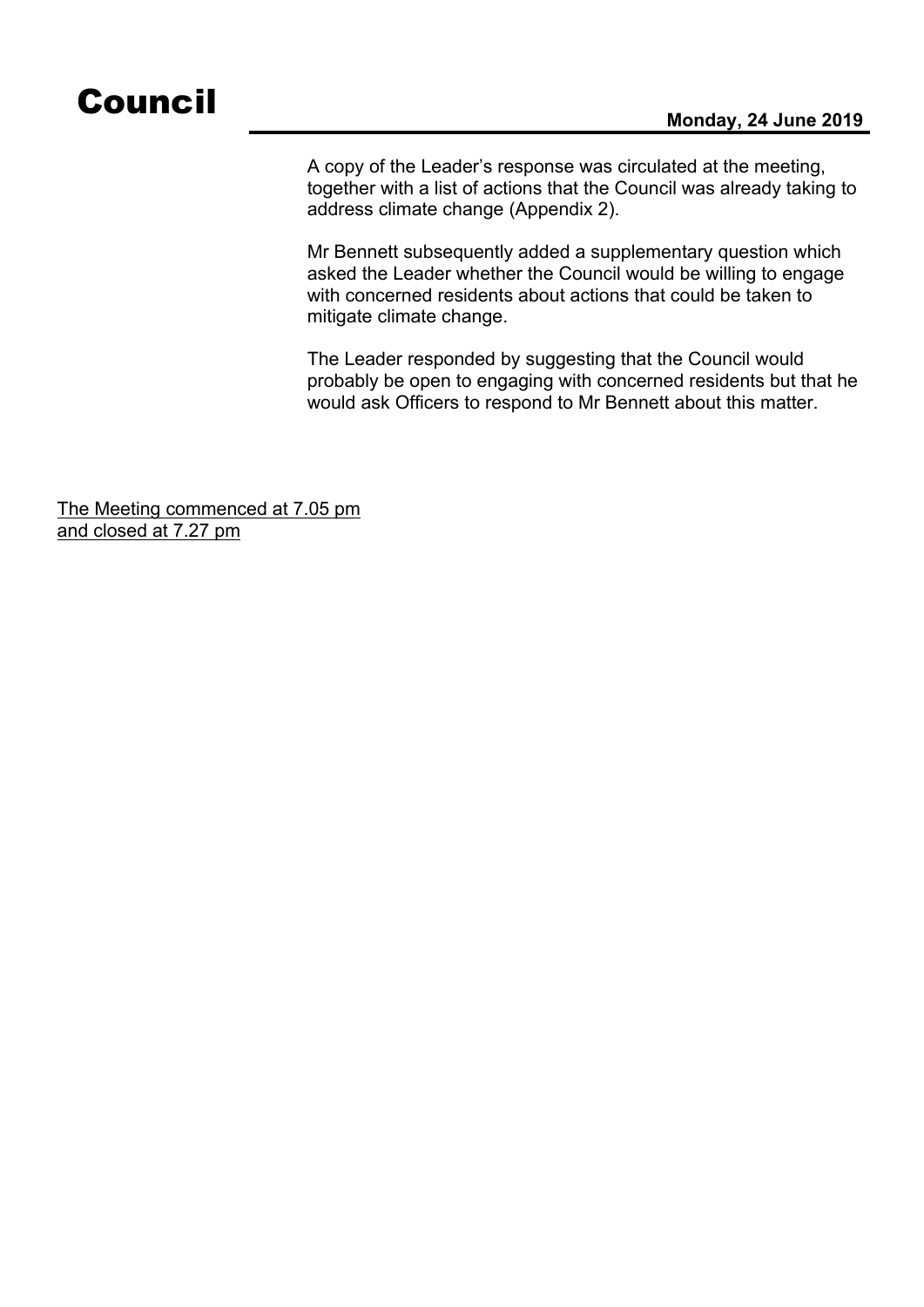A copy of the Leader's response was circulated at the meeting, together with a list of actions that the Council was already taking to address climate change (Appendix 2).

Mr Bennett subsequently added a supplementary question which asked the Leader whether the Council would be willing to engage with concerned residents about actions that could be taken to mitigate climate change.

The Leader responded by suggesting that the Council would probably be open to engaging with concerned residents but that he would ask Officers to respond to Mr Bennett about this matter.

The Meeting commenced at 7.05 pm
and closed at 7.27 pm